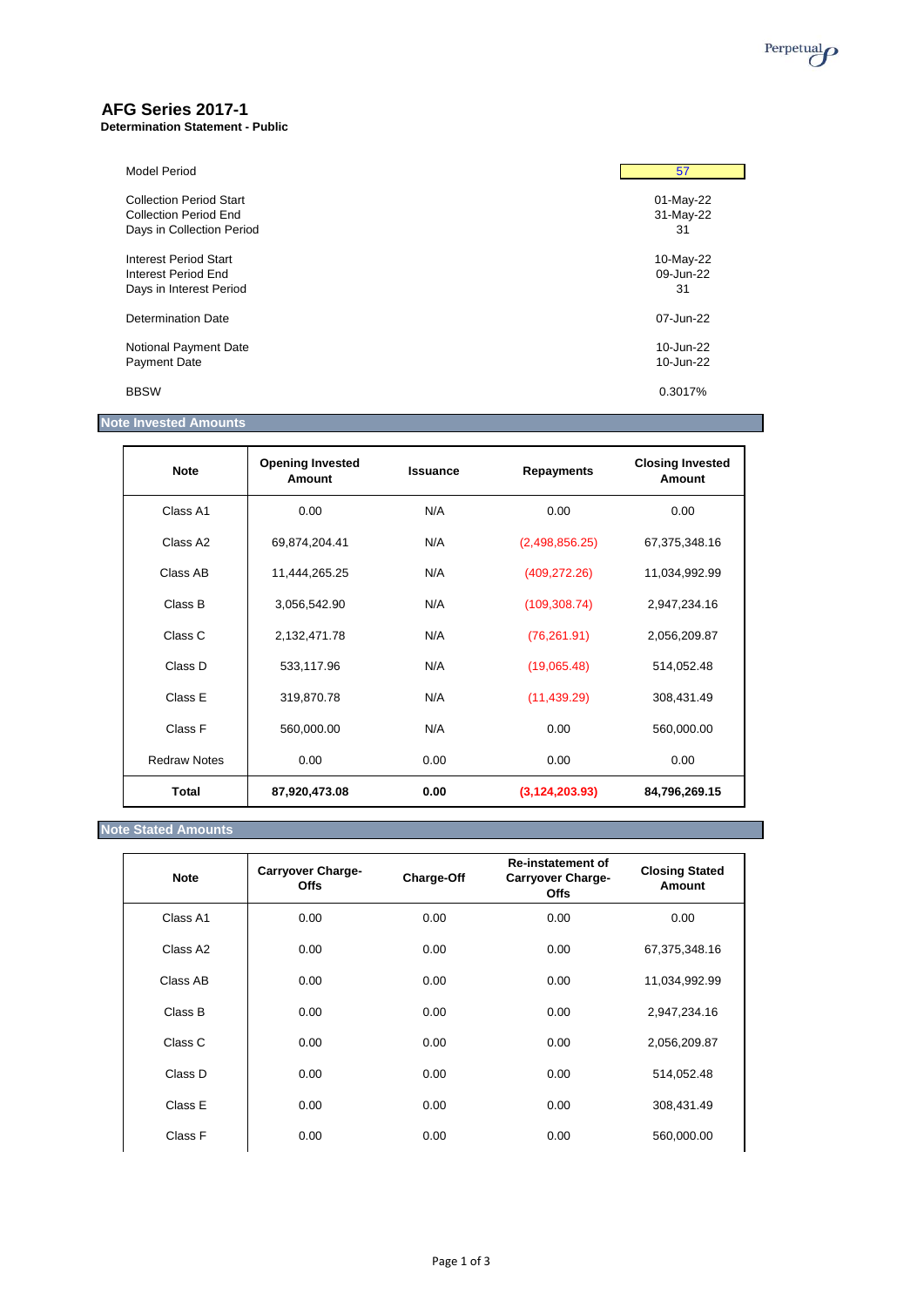# AFG Series 2017-1

**Determination Statement - Public**

| | |
|---|---|
| Model Period | 57 |
| Collection Period Start | 01-May-22 |
| Collection Period End | 31-May-22 |
| Days in Collection Period | 31 |
| Interest Period Start | 10-May-22 |
| Interest Period End | 09-Jun-22 |
| Days in Interest Period | 31 |
| Determination Date | 07-Jun-22 |
| Notional Payment Date | 10-Jun-22 |
| Payment Date | 10-Jun-22 |
| BBSW | 0.3017% |

## Note Invested Amounts

| Note | Opening Invested Amount | Issuance | Repayments | Closing Invested Amount |
|---|---|---|---|---|
| Class A1 | 0.00 | N/A | 0.00 | 0.00 |
| Class A2 | 69,874,204.41 | N/A | (2,498,856.25) | 67,375,348.16 |
| Class AB | 11,444,265.25 | N/A | (409,272.26) | 11,034,992.99 |
| Class B | 3,056,542.90 | N/A | (109,308.74) | 2,947,234.16 |
| Class C | 2,132,471.78 | N/A | (76,261.91) | 2,056,209.87 |
| Class D | 533,117.96 | N/A | (19,065.48) | 514,052.48 |
| Class E | 319,870.78 | N/A | (11,439.29) | 308,431.49 |
| Class F | 560,000.00 | N/A | 0.00 | 560,000.00 |
| Redraw Notes | 0.00 | 0.00 | 0.00 | 0.00 |
| **Total** | **87,920,473.08** | **0.00** | **(3,124,203.93)** | **84,796,269.15** |

## Note Stated Amounts

| Note | Carryover Charge-Offs | Charge-Off | Re-instatement of Carryover Charge-Offs | Closing Stated Amount |
|---|---|---|---|---|
| Class A1 | 0.00 | 0.00 | 0.00 | 0.00 |
| Class A2 | 0.00 | 0.00 | 0.00 | 67,375,348.16 |
| Class AB | 0.00 | 0.00 | 0.00 | 11,034,992.99 |
| Class B | 0.00 | 0.00 | 0.00 | 2,947,234.16 |
| Class C | 0.00 | 0.00 | 0.00 | 2,056,209.87 |
| Class D | 0.00 | 0.00 | 0.00 | 514,052.48 |
| Class E | 0.00 | 0.00 | 0.00 | 308,431.49 |
| Class F | 0.00 | 0.00 | 0.00 | 560,000.00 |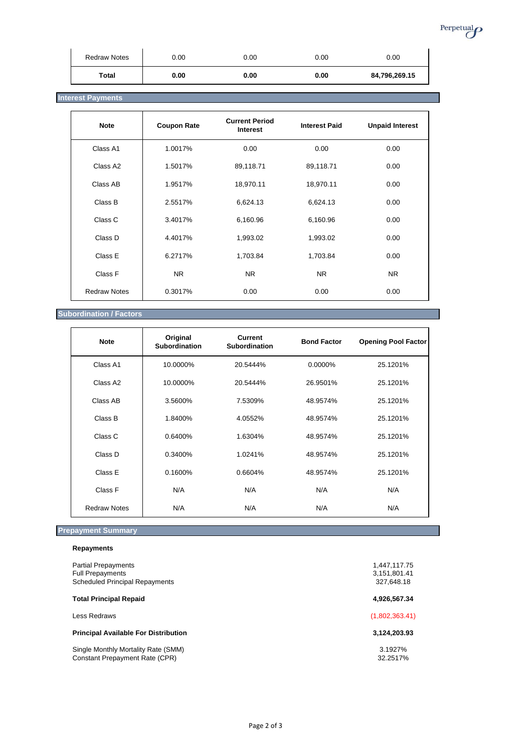| Redraw Notes | 0.00 | 0.00 | 0.00 | 0.00 |
|---|---|---|---|---|
| **Total** | **0.00** | **0.00** | **0.00** | **84,796,269.15** |

## Interest Payments

| Note | Coupon Rate | Current Period Interest | Interest Paid | Unpaid Interest |
|---|---|---|---|---|
| Class A1 | 1.0017% | 0.00 | 0.00 | 0.00 |
| Class A2 | 1.5017% | 89,118.71 | 89,118.71 | 0.00 |
| Class AB | 1.9517% | 18,970.11 | 18,970.11 | 0.00 |
| Class B | 2.5517% | 6,624.13 | 6,624.13 | 0.00 |
| Class C | 3.4017% | 6,160.96 | 6,160.96 | 0.00 |
| Class D | 4.4017% | 1,993.02 | 1,993.02 | 0.00 |
| Class E | 6.2717% | 1,703.84 | 1,703.84 | 0.00 |
| Class F | NR | NR | NR | NR |
| Redraw Notes | 0.3017% | 0.00 | 0.00 | 0.00 |

## Subordination / Factors

| Note | Original Subordination | Current Subordination | Bond Factor | Opening Pool Factor |
|---|---|---|---|---|
| Class A1 | 10.0000% | 20.5444% | 0.0000% | 25.1201% |
| Class A2 | 10.0000% | 20.5444% | 26.9501% | 25.1201% |
| Class AB | 3.5600% | 7.5309% | 48.9574% | 25.1201% |
| Class B | 1.8400% | 4.0552% | 48.9574% | 25.1201% |
| Class C | 0.6400% | 1.6304% | 48.9574% | 25.1201% |
| Class D | 0.3400% | 1.0241% | 48.9574% | 25.1201% |
| Class E | 0.1600% | 0.6604% | 48.9574% | 25.1201% |
| Class F | N/A | N/A | N/A | N/A |
| Redraw Notes | N/A | N/A | N/A | N/A |

## Prepayment Summary

**Repayments**

| | |
|---|---|
| Partial Prepayments | 1,447,117.75 |
| Full Prepayments | 3,151,801.41 |
| Scheduled Principal Repayments | 327,648.18 |
| **Total Principal Repaid** | **4,926,567.34** |
| Less Redraws | (1,802,363.41) |
| **Principal Available For Distribution** | **3,124,203.93** |
| Single Monthly Mortality Rate (SMM) | 3.1927% |
| Constant Prepayment Rate (CPR) | 32.2517% |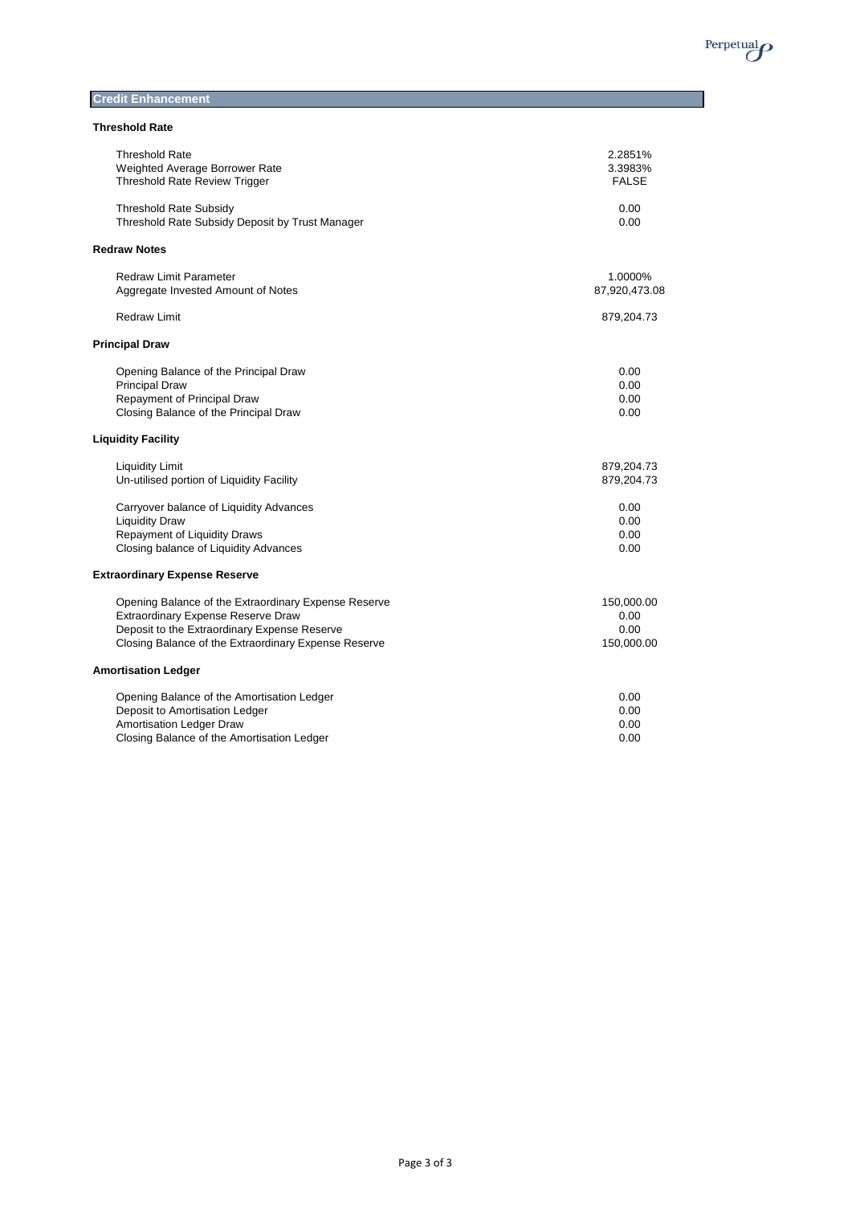## Credit Enhancement

### Threshold Rate

| | |
|---|---|
| Threshold Rate | 2.2851% |
| Weighted Average Borrower Rate | 3.3983% |
| Threshold Rate Review Trigger | FALSE |
| Threshold Rate Subsidy | 0.00 |
| Threshold Rate Subsidy Deposit by Trust Manager | 0.00 |

### Redraw Notes

| | |
|---|---|
| Redraw Limit Parameter | 1.0000% |
| Aggregate Invested Amount of Notes | 87,920,473.08 |
| Redraw Limit | 879,204.73 |

### Principal Draw

| | |
|---|---|
| Opening Balance of the Principal Draw | 0.00 |
| Principal Draw | 0.00 |
| Repayment of Principal Draw | 0.00 |
| Closing Balance of the Principal Draw | 0.00 |

### Liquidity Facility

| | |
|---|---|
| Liquidity Limit | 879,204.73 |
| Un-utilised portion of Liquidity Facility | 879,204.73 |
| Carryover balance of Liquidity Advances | 0.00 |
| Liquidity Draw | 0.00 |
| Repayment of Liquidity Draws | 0.00 |
| Closing balance of Liquidity Advances | 0.00 |

### Extraordinary Expense Reserve

| | |
|---|---|
| Opening Balance of the Extraordinary Expense Reserve | 150,000.00 |
| Extraordinary Expense Reserve Draw | 0.00 |
| Deposit to the Extraordinary Expense Reserve | 0.00 |
| Closing Balance of the Extraordinary Expense Reserve | 150,000.00 |

### Amortisation Ledger

| | |
|---|---|
| Opening Balance of the Amortisation Ledger | 0.00 |
| Deposit to Amortisation Ledger | 0.00 |
| Amortisation Ledger Draw | 0.00 |
| Closing Balance of the Amortisation Ledger | 0.00 |